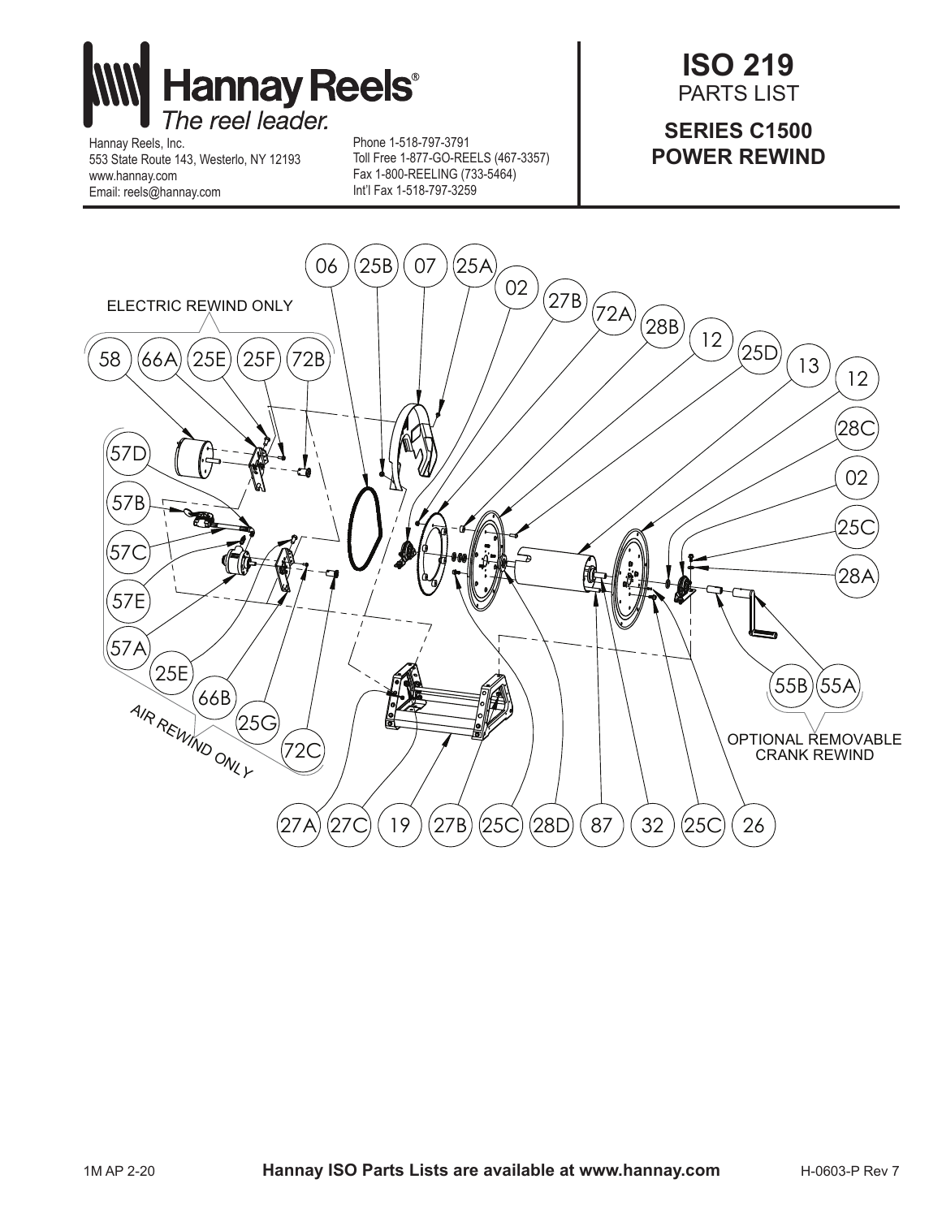# Hannay Reels®

*The reel leader.*

Hannay Reels, Inc.
553 State Route 143, Westerlo, NY 12193
www.hannay.com
Email: reels@hannay.com

Phone 1-518-797-3791
Toll Free 1-877-GO-REELS (467-3357)
Fax 1-800-REELING (733-5464)
Int'l Fax 1-518-797-3259

# ISO 219

PARTS LIST

## SERIES C1500 POWER REWIND

ELECTRIC REWIND ONLY

58 66A 25E 25F 72B

06 25B 07 25A 02 27B 72A 28B 12 25D 13 12 28C 02 25C 28A

57D 57B 57C 57E 57A 25E 66B 25G 72C

AIR REWIND ONLY

55B 55A

OPTIONAL REMOVABLE CRANK REWIND

27A 27C 19 27B 25C 28D 87 32 25C 26

1M AP 2-20

**Hannay ISO Parts Lists are available at www.hannay.com**

H-0603-P Rev 7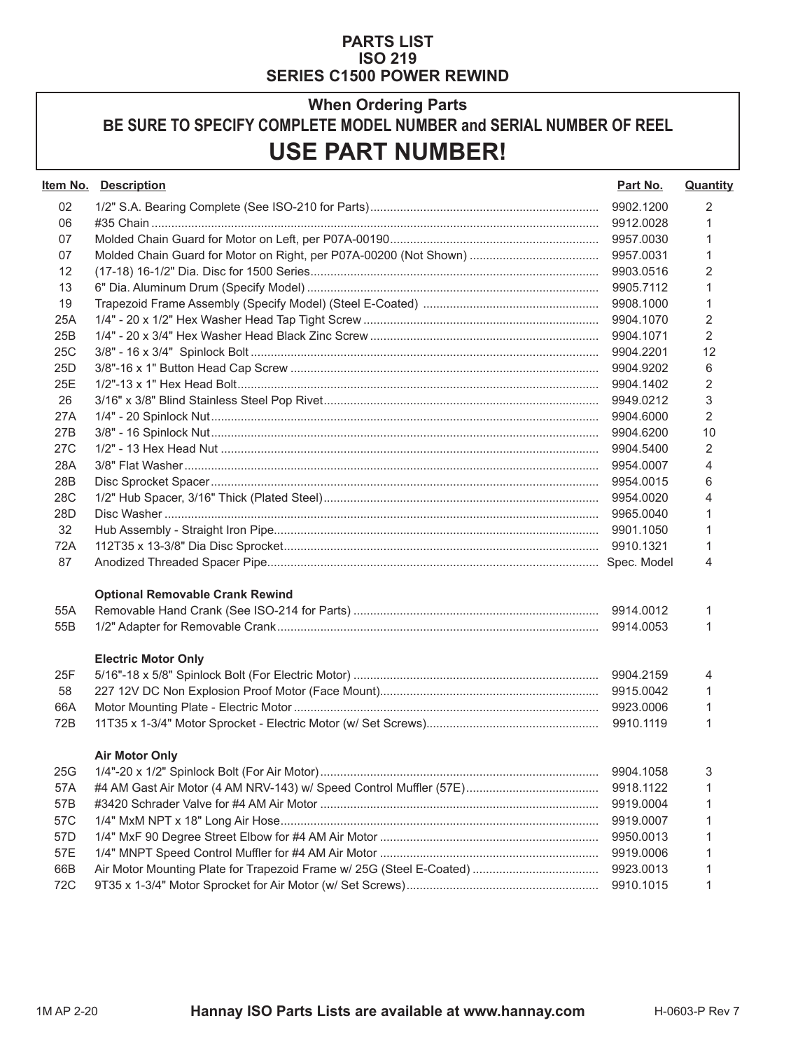# PARTS LIST
## ISO 219
## SERIES C1500 POWER REWIND

**When Ordering Parts**

**BE SURE TO SPECIFY COMPLETE MODEL NUMBER and SERIAL NUMBER OF REEL**

# USE PART NUMBER!

| Item No. | Description | Part No. | Quantity |
|---|---|---|---|
| 02 | 1/2" S.A. Bearing Complete (See ISO-210 for Parts) | 9902.1200 | 2 |
| 06 | #35 Chain | 9912.0028 | 1 |
| 07 | Molded Chain Guard for Motor on Left, per P07A-00190 | 9957.0030 | 1 |
| 07 | Molded Chain Guard for Motor on Right, per P07A-00200 (Not Shown) | 9957.0031 | 1 |
| 12 | (17-18) 16-1/2" Dia. Disc for 1500 Series | 9903.0516 | 2 |
| 13 | 6" Dia. Aluminum Drum (Specify Model) | 9905.7112 | 1 |
| 19 | Trapezoid Frame Assembly (Specify Model) (Steel E-Coated) | 9908.1000 | 1 |
| 25A | 1/4" - 20 x 1/2" Hex Washer Head Tap Tight Screw | 9904.1070 | 2 |
| 25B | 1/4" - 20 x 3/4" Hex Washer Head Black Zinc Screw | 9904.1071 | 2 |
| 25C | 3/8" - 16 x 3/4" Spinlock Bolt | 9904.2201 | 12 |
| 25D | 3/8"-16 x 1" Button Head Cap Screw | 9904.9202 | 6 |
| 25E | 1/2"-13 x 1" Hex Head Bolt | 9904.1402 | 2 |
| 26 | 3/16" x 3/8" Blind Stainless Steel Pop Rivet | 9949.0212 | 3 |
| 27A | 1/4" - 20 Spinlock Nut | 9904.6000 | 2 |
| 27B | 3/8" - 16 Spinlock Nut | 9904.6200 | 10 |
| 27C | 1/2" - 13 Hex Head Nut | 9904.5400 | 2 |
| 28A | 3/8" Flat Washer | 9954.0007 | 4 |
| 28B | Disc Sprocket Spacer | 9954.0015 | 6 |
| 28C | 1/2" Hub Spacer, 3/16" Thick (Plated Steel) | 9954.0020 | 4 |
| 28D | Disc Washer | 9965.0040 | 1 |
| 32 | Hub Assembly - Straight Iron Pipe | 9901.1050 | 1 |
| 72A | 112T35 x 13-3/8" Dia Disc Sprocket | 9910.1321 | 1 |
| 87 | Anodized Threaded Spacer Pipe | Spec. Model | 4 |
| | **Optional Removable Crank Rewind** | | |
| 55A | Removable Hand Crank (See ISO-214 for Parts) | 9914.0012 | 1 |
| 55B | 1/2" Adapter for Removable Crank | 9914.0053 | 1 |
| | **Electric Motor Only** | | |
| 25F | 5/16"-18 x 5/8" Spinlock Bolt (For Electric Motor) | 9904.2159 | 4 |
| 58 | 227 12V DC Non Explosion Proof Motor (Face Mount) | 9915.0042 | 1 |
| 66A | Motor Mounting Plate - Electric Motor | 9923.0006 | 1 |
| 72B | 11T35 x 1-3/4" Motor Sprocket - Electric Motor (w/ Set Screws) | 9910.1119 | 1 |
| | **Air Motor Only** | | |
| 25G | 1/4"-20 x 1/2" Spinlock Bolt (For Air Motor) | 9904.1058 | 3 |
| 57A | #4 AM Gast Air Motor (4 AM NRV-143) w/ Speed Control Muffler (57E) | 9918.1122 | 1 |
| 57B | #3420 Schrader Valve for #4 AM Air Motor | 9919.0004 | 1 |
| 57C | 1/4" MxM NPT x 18" Long Air Hose | 9919.0007 | 1 |
| 57D | 1/4" MxF 90 Degree Street Elbow for #4 AM Air Motor | 9950.0013 | 1 |
| 57E | 1/4" MNPT Speed Control Muffler for #4 AM Air Motor | 9919.0006 | 1 |
| 66B | Air Motor Mounting Plate for Trapezoid Frame w/ 25G (Steel E-Coated) | 9923.0013 | 1 |
| 72C | 9T35 x 1-3/4" Motor Sprocket for Air Motor (w/ Set Screws) | 9910.1015 | 1 |

1M AP 2-20 **Hannay ISO Parts Lists are available at www.hannay.com** H-0603-P Rev 7